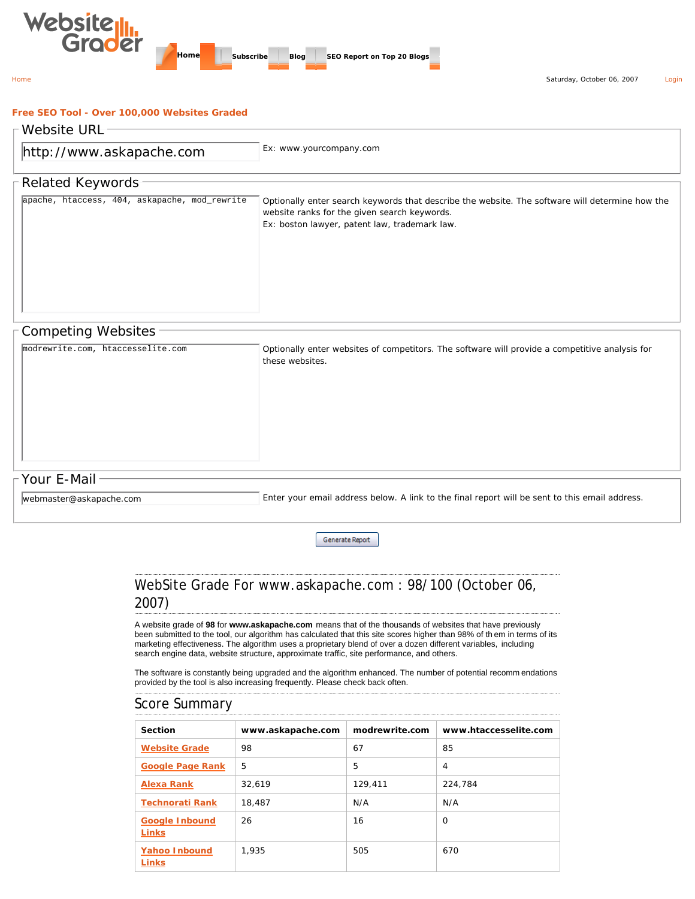Website Grader

Home | Subscribe | Blog | SEO Report on Top 20 Blogs

Home

Saturday, October 06, 2007

Login

**Free SEO Tool - Over 100,000 Websites Graded**

## Website URL

http://www.askapache.com

Ex: www.yourcompany.com

## Related Keywords

apache, htaccess, 404, askapache, mod_rewrite

Optionally enter search keywords that describe the website. The software will determine how the website ranks for the given search keywords.
Ex: boston lawyer, patent law, trademark law.

## Competing Websites

modrewrite.com, htaccesselite.com

Optionally enter websites of competitors. The software will provide a competitive analysis for these websites.

## Your E-Mail

webmaster@askapache.com

Enter your email address below. A link to the final report will be sent to this email address.

Generate Report

## WebSite Grade For www.askapache.com : 98/100 (October 06, 2007)

A website grade of **98** for **www.askapache.com** means that of the thousands of websites that have previously been submitted to the tool, our algorithm has calculated that this site scores higher than 98% of them in terms of its marketing effectiveness. The algorithm uses a proprietary blend of over a dozen different variables, including search engine data, website structure, approximate traffic, site performance, and others.

The software is constantly being upgraded and the algorithm enhanced. The number of potential recommendations provided by the tool is also increasing frequently. Please check back often.

## Score Summary

| Section | www.askapache.com | modrewrite.com | www.htaccesselite.com |
|---|---|---|---|
| Website Grade | 98 | 67 | 85 |
| Google Page Rank | 5 | 5 | 4 |
| Alexa Rank | 32,619 | 129,411 | 224,784 |
| Technorati Rank | 18,487 | N/A | N/A |
| Google Inbound Links | 26 | 16 | 0 |
| Yahoo Inbound Links | 1,935 | 505 | 670 |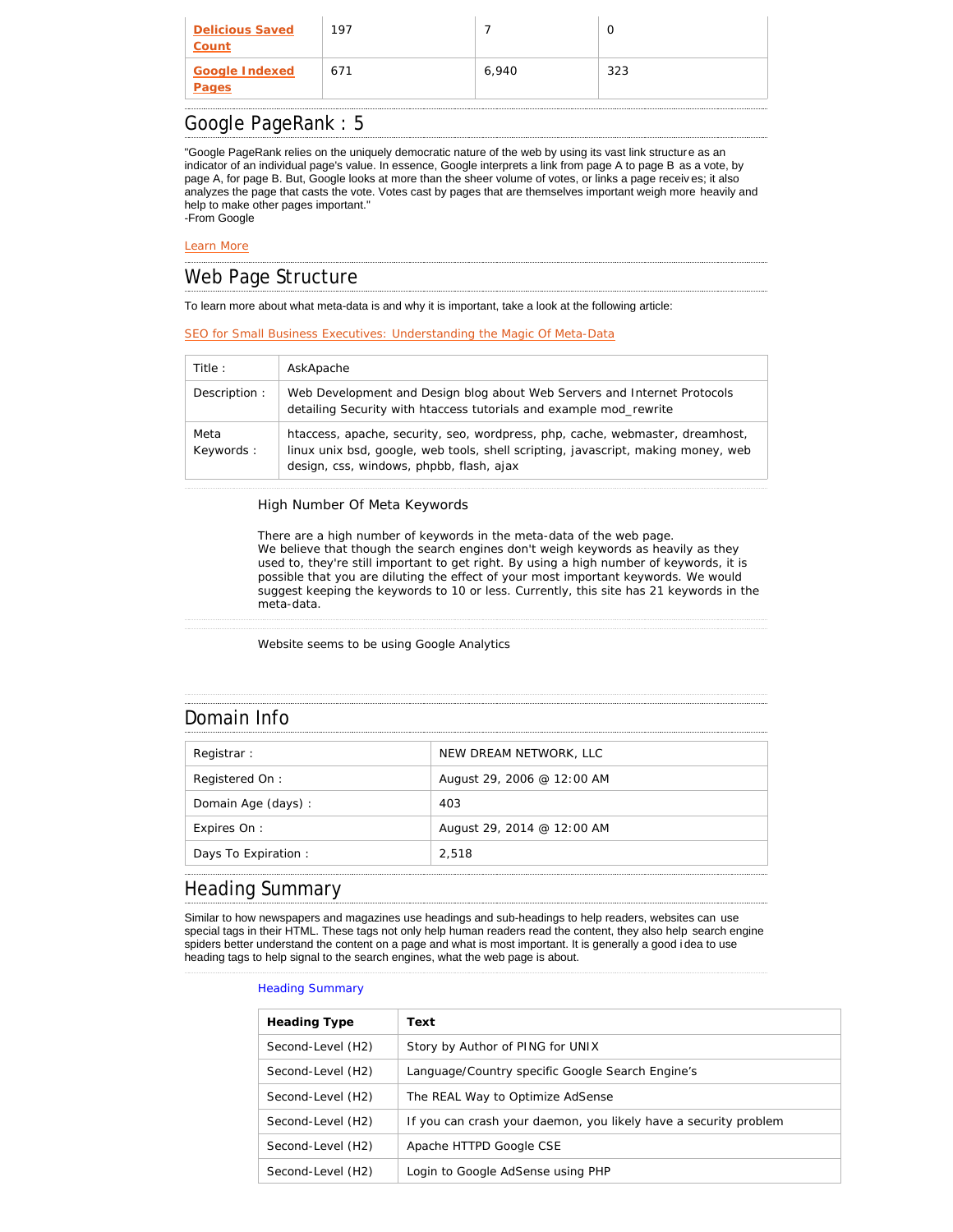| Delicious Saved Count | 197 | 7 | 0 |
|---|---|---|---|
| Google Indexed Pages | 671 | 6,940 | 323 |

## Google PageRank : 5

"Google PageRank relies on the uniquely democratic nature of the web by using its vast link structure as an indicator of an individual page's value. In essence, Google interprets a link from page A to page B as a vote, by page A, for page B. But, Google looks at more than the sheer volume of votes, or links a page receives; it also analyzes the page that casts the vote. Votes cast by pages that are themselves important weigh more heavily and help to make other pages important."
-From Google

Learn More

## Web Page Structure

To learn more about what meta-data is and why it is important, take a look at the following article:

SEO for Small Business Executives: Understanding the Magic Of Meta-Data

| Title : | AskApache |
|---|---|
| Description : | Web Development and Design blog about Web Servers and Internet Protocols detailing Security with htaccess tutorials and example mod_rewrite |
| Meta Keywords : | htaccess, apache, security, seo, wordpress, php, cache, webmaster, dreamhost, linux unix bsd, google, web tools, shell scripting, javascript, making money, web design, css, windows, phpbb, flash, ajax |

High Number Of Meta Keywords

There are a high number of keywords in the meta-data of the web page.
We believe that though the search engines don't weigh keywords as heavily as they used to, they're still important to get right. By using a high number of keywords, it is possible that you are diluting the effect of your most important keywords. We would suggest keeping the keywords to 10 or less. Currently, this site has 21 keywords in the meta-data.

Website seems to be using Google Analytics

## Domain Info

| Registrar : | NEW DREAM NETWORK, LLC |
|---|---|
| Registered On : | August 29, 2006 @ 12:00 AM |
| Domain Age (days) : | 403 |
| Expires On : | August 29, 2014 @ 12:00 AM |
| Days To Expiration : | 2,518 |

## Heading Summary

Similar to how newspapers and magazines use headings and sub-headings to help readers, websites can use special tags in their HTML. These tags not only help human readers read the content, they also help search engine spiders better understand the content on a page and what is most important. It is generally a good idea to use heading tags to help signal to the search engines, what the web page is about.

Heading Summary

| Heading Type | Text |
|---|---|
| Second-Level (H2) | Story by Author of PING for UNIX |
| Second-Level (H2) | Language/Country specific Google Search Engine's |
| Second-Level (H2) | The REAL Way to Optimize AdSense |
| Second-Level (H2) | If you can crash your daemon, you likely have a security problem |
| Second-Level (H2) | Apache HTTPD Google CSE |
| Second-Level (H2) | Login to Google AdSense using PHP |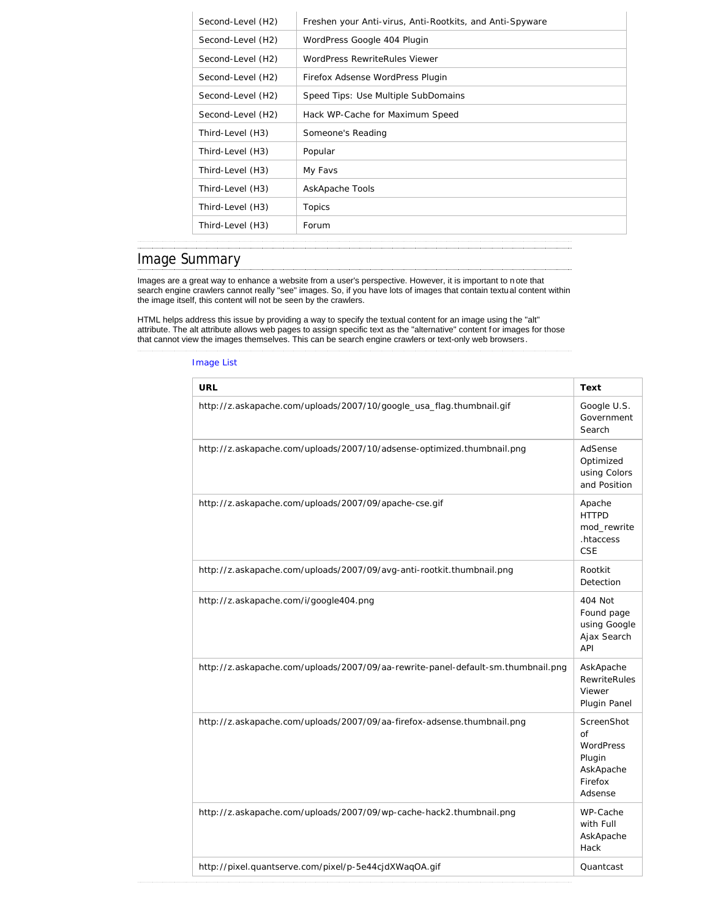| Second-Level (H2) | Freshen your Anti-virus, Anti-Rootkits, and Anti-Spyware |
|---|---|
| Second-Level (H2) | WordPress Google 404 Plugin |
| Second-Level (H2) | WordPress RewriteRules Viewer |
| Second-Level (H2) | Firefox Adsense WordPress Plugin |
| Second-Level (H2) | Speed Tips: Use Multiple SubDomains |
| Second-Level (H2) | Hack WP-Cache for Maximum Speed |
| Third-Level (H3) | Someone's Reading |
| Third-Level (H3) | Popular |
| Third-Level (H3) | My Favs |
| Third-Level (H3) | AskApache Tools |
| Third-Level (H3) | Topics |
| Third-Level (H3) | Forum |

## Image Summary

Images are a great way to enhance a website from a user's perspective. However, it is important to note that search engine crawlers cannot really "see" images. So, if you have lots of images that contain textual content within the image itself, this content will not be seen by the crawlers.

HTML helps address this issue by providing a way to specify the textual content for an image using the "alt" attribute. The alt attribute allows web pages to assign specific text as the "alternative" content for images for those that cannot view the images themselves. This can be search engine crawlers or text-only web browsers.

Image List

| URL | Text |
|---|---|
| http://z.askapache.com/uploads/2007/10/google_usa_flag.thumbnail.gif | Google U.S. Government Search |
| http://z.askapache.com/uploads/2007/10/adsense-optimized.thumbnail.png | AdSense Optimized using Colors and Position |
| http://z.askapache.com/uploads/2007/09/apache-cse.gif | Apache HTTPD mod_rewrite .htaccess CSE |
| http://z.askapache.com/uploads/2007/09/avg-anti-rootkit.thumbnail.png | Rootkit Detection |
| http://z.askapache.com/i/google404.png | 404 Not Found page using Google Ajax Search API |
| http://z.askapache.com/uploads/2007/09/aa-rewrite-panel-default-sm.thumbnail.png | AskApache RewriteRules Viewer Plugin Panel |
| http://z.askapache.com/uploads/2007/09/aa-firefox-adsense.thumbnail.png | ScreenShot of WordPress Plugin AskApache Firefox Adsense |
| http://z.askapache.com/uploads/2007/09/wp-cache-hack2.thumbnail.png | WP-Cache with Full AskApache Hack |
| http://pixel.quantserve.com/pixel/p-5e44cjdXWaqOA.gif | Quantcast |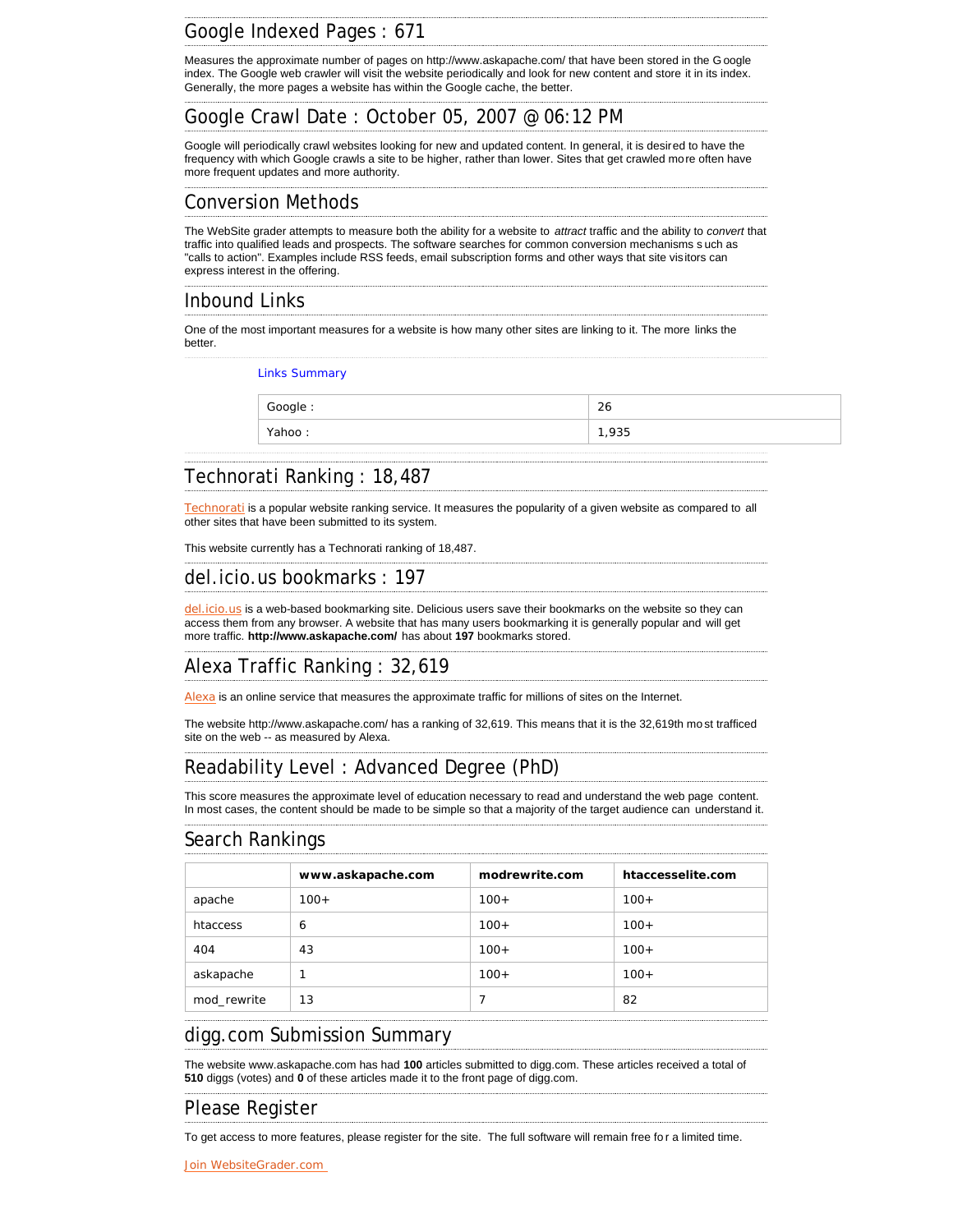## Google Indexed Pages : 671

Measures the approximate number of pages on http://www.askapache.com/ that have been stored in the Google index. The Google web crawler will visit the website periodically and look for new content and store it in its index. Generally, the more pages a website has within the Google cache, the better.

## Google Crawl Date : October 05, 2007 @ 06:12 PM

Google will periodically crawl websites looking for new and updated content. In general, it is desired to have the frequency with which Google crawls a site to be higher, rather than lower. Sites that get crawled more often have more frequent updates and more authority.

## Conversion Methods

The WebSite grader attempts to measure both the ability for a website to *attract* traffic and the ability to *convert* that traffic into qualified leads and prospects. The software searches for common conversion mechanisms such as "calls to action". Examples include RSS feeds, email subscription forms and other ways that site visitors can express interest in the offering.

## Inbound Links

One of the most important measures for a website is how many other sites are linking to it. The more links the better.

Links Summary

| Google : | 26 |
|---|---|
| Yahoo : | 1,935 |

## Technorati Ranking : 18,487

Technorati is a popular website ranking service. It measures the popularity of a given website as compared to all other sites that have been submitted to its system.

This website currently has a Technorati ranking of 18,487.

## del.icio.us bookmarks : 197

del.icio.us is a web-based bookmarking site. Delicious users save their bookmarks on the website so they can access them from any browser. A website that has many users bookmarking it is generally popular and will get more traffic. **http://www.askapache.com/** has about **197** bookmarks stored.

## Alexa Traffic Ranking : 32,619

Alexa is an online service that measures the approximate traffic for millions of sites on the Internet.

The website http://www.askapache.com/ has a ranking of 32,619. This means that it is the 32,619th most trafficed site on the web -- as measured by Alexa.

## Readability Level : Advanced Degree (PhD)

This score measures the approximate level of education necessary to read and understand the web page content. In most cases, the content should be made to be simple so that a majority of the target audience can understand it.

## Search Rankings

| | www.askapache.com | modrewrite.com | htaccesselite.com |
|---|---|---|---|
| apache | 100+ | 100+ | 100+ |
| htaccess | 6 | 100+ | 100+ |
| 404 | 43 | 100+ | 100+ |
| askapache | 1 | 100+ | 100+ |
| mod_rewrite | 13 | 7 | 82 |

## digg.com Submission Summary

The website www.askapache.com has had **100** articles submitted to digg.com. These articles received a total of **510** diggs (votes) and **0** of these articles made it to the front page of digg.com.

## Please Register

To get access to more features, please register for the site. The full software will remain free for a limited time.

Join WebsiteGrader.com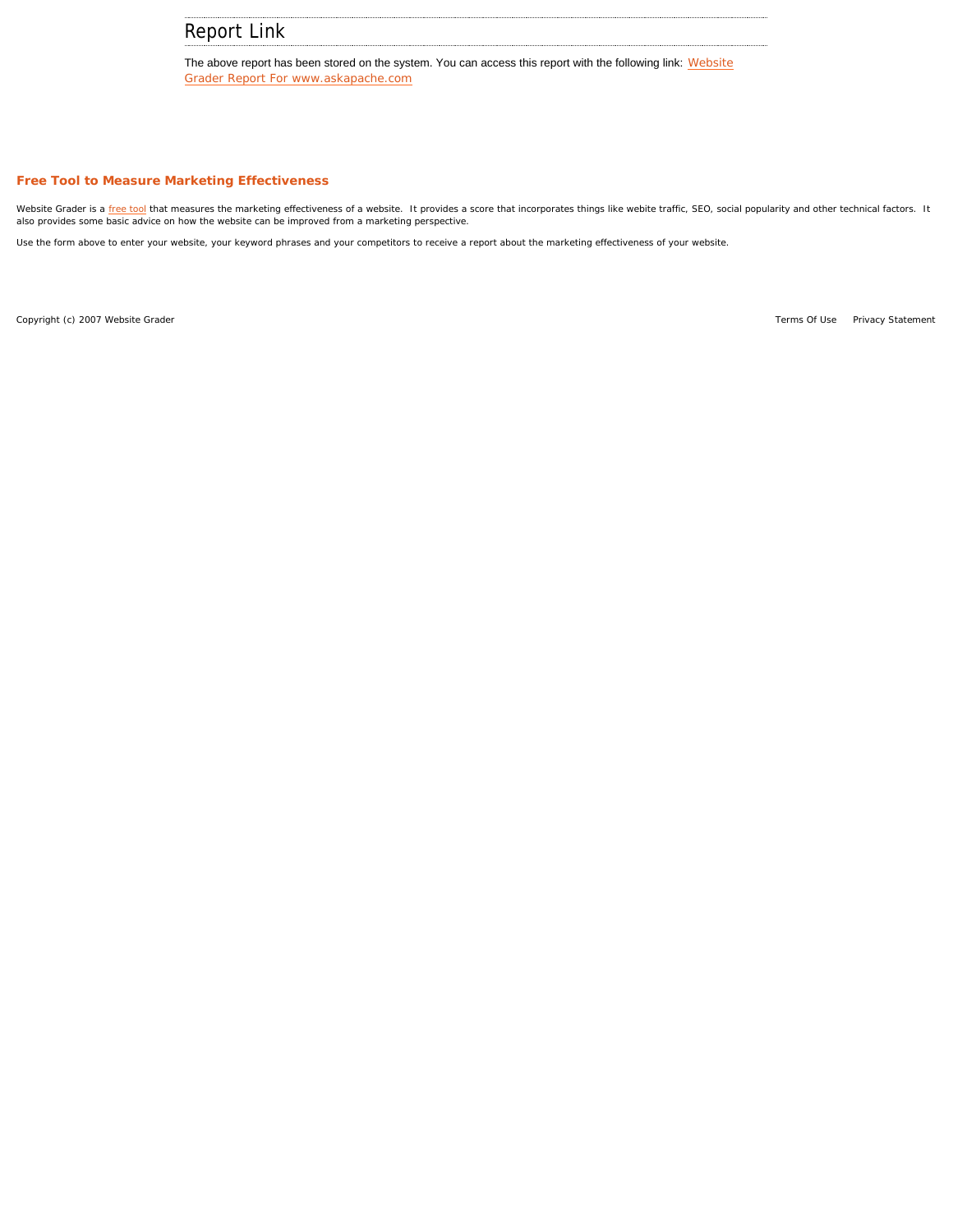## Report Link

The above report has been stored on the system. You can access this report with the following link: Website Grader Report For www.askapache.com

### Free Tool to Measure Marketing Effectiveness

Website Grader is a free tool that measures the marketing effectiveness of a website. It provides a score that incorporates things like webite traffic, SEO, social popularity and other technical factors. It also provides some basic advice on how the website can be improved from a marketing perspective.

Use the form above to enter your website, your keyword phrases and your competitors to receive a report about the marketing effectiveness of your website.

Copyright (c) 2007 Website Grader

Terms Of Use Privacy Statement